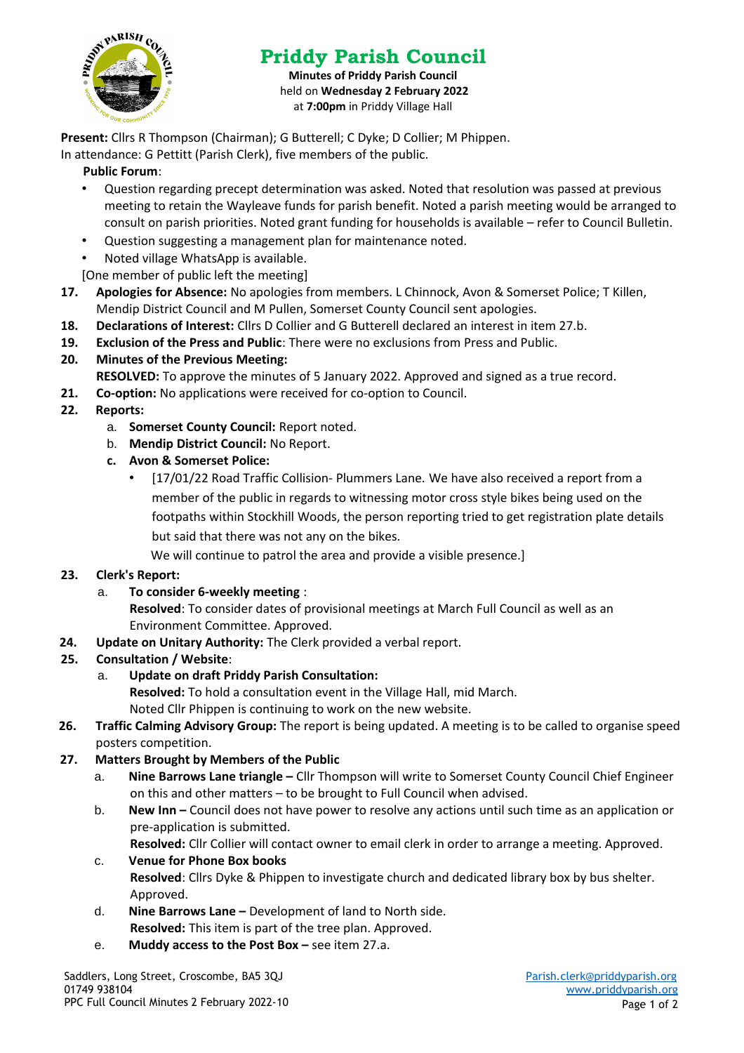# Priddy Parish Council

**Minutes of Priddy Parish Council**
held on **Wednesday 2 February 2022**
at **7:00pm** in Priddy Village Hall

**Present:** Cllrs R Thompson (Chairman); G Butterell; C Dyke; D Collier; M Phippen.
In attendance: G Pettitt (Parish Clerk), five members of the public.

**Public Forum**:

- Question regarding precept determination was asked. Noted that resolution was passed at previous meeting to retain the Wayleave funds for parish benefit. Noted a parish meeting would be arranged to consult on parish priorities. Noted grant funding for households is available – refer to Council Bulletin.
- Question suggesting a management plan for maintenance noted.
- Noted village WhatsApp is available.

[One member of public left the meeting]

**17. Apologies for Absence:** No apologies from members. L Chinnock, Avon & Somerset Police; T Killen, Mendip District Council and M Pullen, Somerset County Council sent apologies.

**18. Declarations of Interest:** Cllrs D Collier and G Butterell declared an interest in item 27.b.

**19. Exclusion of the Press and Public**: There were no exclusions from Press and Public.

**20. Minutes of the Previous Meeting:**
**RESOLVED:** To approve the minutes of 5 January 2022. Approved and signed as a true record.

**21. Co-option:** No applications were received for co-option to Council.

**22. Reports:**

a. **Somerset County Council:** Report noted.

b. **Mendip District Council:** No Report.

c. **Avon & Somerset Police:**

- [17/01/22 Road Traffic Collision- Plummers Lane. We have also received a report from a member of the public in regards to witnessing motor cross style bikes being used on the footpaths within Stockhill Woods, the person reporting tried to get registration plate details but said that there was not any on the bikes.
We will continue to patrol the area and provide a visible presence.]

**23. Clerk's Report:**

a. **To consider 6-weekly meeting** :
**Resolved**: To consider dates of provisional meetings at March Full Council as well as an Environment Committee. Approved.

**24. Update on Unitary Authority:** The Clerk provided a verbal report.

**25. Consultation / Website**:

a. **Update on draft Priddy Parish Consultation:**
**Resolved:** To hold a consultation event in the Village Hall, mid March.
Noted Cllr Phippen is continuing to work on the new website.

**26. Traffic Calming Advisory Group:** The report is being updated. A meeting is to be called to organise speed posters competition.

**27. Matters Brought by Members of the Public**

a. **Nine Barrows Lane triangle –** Cllr Thompson will write to Somerset County Council Chief Engineer on this and other matters – to be brought to Full Council when advised.

b. **New Inn –** Council does not have power to resolve any actions until such time as an application or pre-application is submitted.
**Resolved:** Cllr Collier will contact owner to email clerk in order to arrange a meeting. Approved.

c. **Venue for Phone Box books**
**Resolved**: Cllrs Dyke & Phippen to investigate church and dedicated library box by bus shelter. Approved.

d. **Nine Barrows Lane –** Development of land to North side.
**Resolved:** This item is part of the tree plan. Approved.

e. **Muddy access to the Post Box –** see item 27.a.

Saddlers, Long Street, Croscombe, BA5 3QJ
01749 938104
PPC Full Council Minutes 2 February 2022-10

Parish.clerk@priddyparish.org
www.priddyparish.org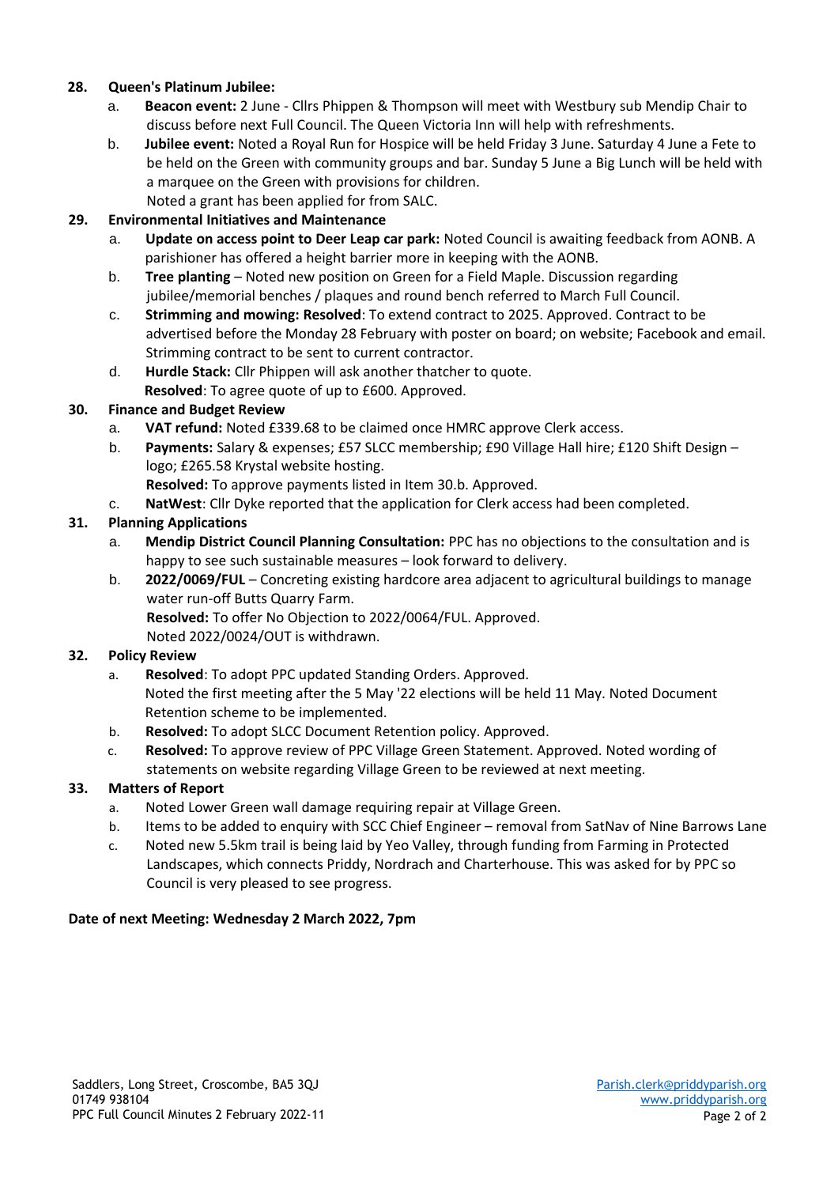**28. Queen's Platinum Jubilee:**

a. **Beacon event:** 2 June - Cllrs Phippen & Thompson will meet with Westbury sub Mendip Chair to discuss before next Full Council. The Queen Victoria Inn will help with refreshments.

b. **Jubilee event:** Noted a Royal Run for Hospice will be held Friday 3 June. Saturday 4 June a Fete to be held on the Green with community groups and bar. Sunday 5 June a Big Lunch will be held with a marquee on the Green with provisions for children.
Noted a grant has been applied for from SALC.

**29. Environmental Initiatives and Maintenance**

a. **Update on access point to Deer Leap car park:** Noted Council is awaiting feedback from AONB. A parishioner has offered a height barrier more in keeping with the AONB.

b. **Tree planting** – Noted new position on Green for a Field Maple. Discussion regarding jubilee/memorial benches / plaques and round bench referred to March Full Council.

c. **Strimming and mowing: Resolved**: To extend contract to 2025. Approved. Contract to be advertised before the Monday 28 February with poster on board; on website; Facebook and email. Strimming contract to be sent to current contractor.

d. **Hurdle Stack:** Cllr Phippen will ask another thatcher to quote.
**Resolved**: To agree quote of up to £600. Approved.

**30. Finance and Budget Review**

a. **VAT refund:** Noted £339.68 to be claimed once HMRC approve Clerk access.

b. **Payments:** Salary & expenses; £57 SLCC membership; £90 Village Hall hire; £120 Shift Design – logo; £265.58 Krystal website hosting.
**Resolved:** To approve payments listed in Item 30.b. Approved.

c. **NatWest**: Cllr Dyke reported that the application for Clerk access had been completed.

**31. Planning Applications**

a. **Mendip District Council Planning Consultation:** PPC has no objections to the consultation and is happy to see such sustainable measures – look forward to delivery.

b. **2022/0069/FUL** – Concreting existing hardcore area adjacent to agricultural buildings to manage water run-off Butts Quarry Farm.
**Resolved:** To offer No Objection to 2022/0064/FUL. Approved.
Noted 2022/0024/OUT is withdrawn.

**32. Policy Review**

a. **Resolved**: To adopt PPC updated Standing Orders. Approved.
Noted the first meeting after the 5 May '22 elections will be held 11 May. Noted Document Retention scheme to be implemented.

b. **Resolved:** To adopt SLCC Document Retention policy. Approved.

c. **Resolved:** To approve review of PPC Village Green Statement. Approved. Noted wording of statements on website regarding Village Green to be reviewed at next meeting.

**33. Matters of Report**

a. Noted Lower Green wall damage requiring repair at Village Green.

b. Items to be added to enquiry with SCC Chief Engineer – removal from SatNav of Nine Barrows Lane

c. Noted new 5.5km trail is being laid by Yeo Valley, through funding from Farming in Protected Landscapes, which connects Priddy, Nordrach and Charterhouse. This was asked for by PPC so Council is very pleased to see progress.

**Date of next Meeting: Wednesday 2 March 2022, 7pm**

Saddlers, Long Street, Croscombe, BA5 3QJ
01749 938104
PPC Full Council Minutes 2 February 2022-11

Parish.clerk@priddyparish.org
www.priddyparish.org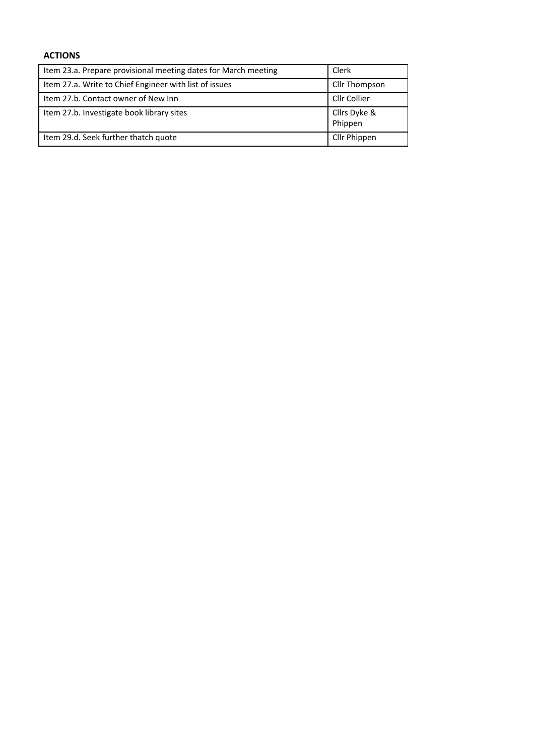**ACTIONS**

| | |
|---|---|
| Item 23.a. Prepare provisional meeting dates for March meeting | Clerk |
| Item 27.a. Write to Chief Engineer with list of issues | Cllr Thompson |
| Item 27.b. Contact owner of New Inn | Cllr Collier |
| Item 27.b. Investigate book library sites | Cllrs Dyke & Phippen |
| Item 29.d. Seek further thatch quote | Cllr Phippen |